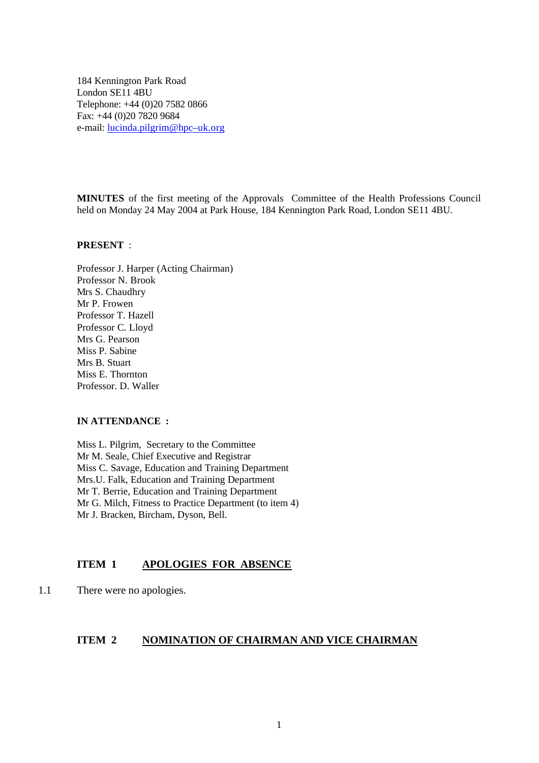184 Kennington Park Road
London SE11 4BU
Telephone: +44 (0)20 7582 0866
Fax: +44 (0)20 7820 9684
e-mail: lucinda.pilgrim@hpc–uk.org

**MINUTES** of the first meeting of the Approvals Committee of the Health Professions Council held on Monday 24 May 2004 at Park House, 184 Kennington Park Road, London SE11 4BU.

**PRESENT** :

Professor J. Harper (Acting Chairman)
Professor N. Brook
Mrs S. Chaudhry
Mr P. Frowen
Professor T. Hazell
Professor C. Lloyd
Mrs G. Pearson
Miss P. Sabine
Mrs B. Stuart
Miss E. Thornton
Professor. D. Waller

**IN ATTENDANCE :**

Miss L. Pilgrim, Secretary to the Committee
Mr M. Seale, Chief Executive and Registrar
Miss C. Savage, Education and Training Department
Mrs.U. Falk, Education and Training Department
Mr T. Berrie, Education and Training Department
Mr G. Milch, Fitness to Practice Department (to item 4)
Mr J. Bracken, Bircham, Dyson, Bell.

## ITEM 1 APOLOGIES FOR ABSENCE

1.1 There were no apologies.

## ITEM 2 NOMINATION OF CHAIRMAN AND VICE CHAIRMAN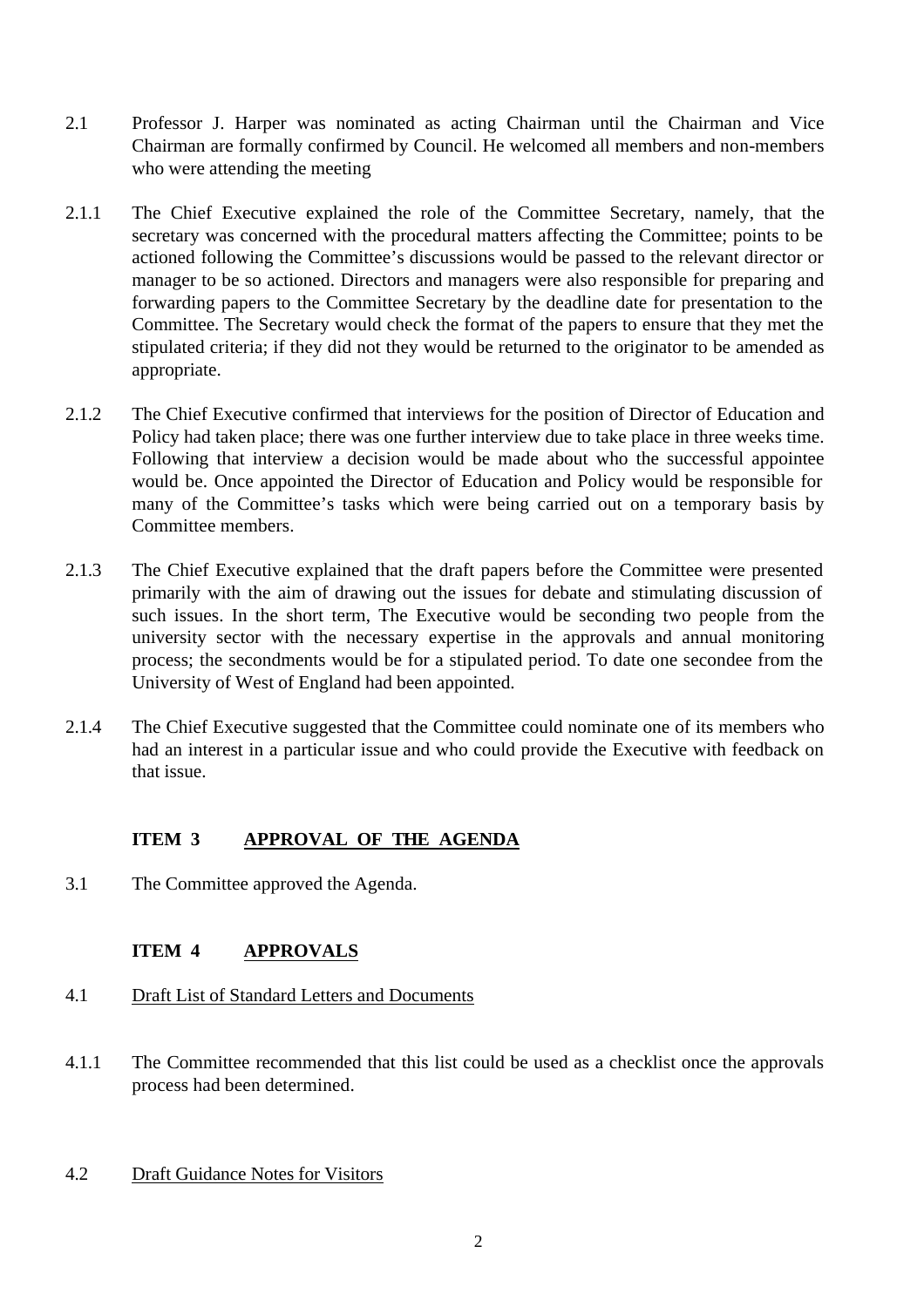2.1 Professor J. Harper was nominated as acting Chairman until the Chairman and Vice Chairman are formally confirmed by Council. He welcomed all members and non-members who were attending the meeting

2.1.1 The Chief Executive explained the role of the Committee Secretary, namely, that the secretary was concerned with the procedural matters affecting the Committee; points to be actioned following the Committee's discussions would be passed to the relevant director or manager to be so actioned. Directors and managers were also responsible for preparing and forwarding papers to the Committee Secretary by the deadline date for presentation to the Committee. The Secretary would check the format of the papers to ensure that they met the stipulated criteria; if they did not they would be returned to the originator to be amended as appropriate.

2.1.2 The Chief Executive confirmed that interviews for the position of Director of Education and Policy had taken place; there was one further interview due to take place in three weeks time. Following that interview a decision would be made about who the successful appointee would be. Once appointed the Director of Education and Policy would be responsible for many of the Committee's tasks which were being carried out on a temporary basis by Committee members.

2.1.3 The Chief Executive explained that the draft papers before the Committee were presented primarily with the aim of drawing out the issues for debate and stimulating discussion of such issues. In the short term, The Executive would be seconding two people from the university sector with the necessary expertise in the approvals and annual monitoring process; the secondments would be for a stipulated period. To date one secondee from the University of West of England had been appointed.

2.1.4 The Chief Executive suggested that the Committee could nominate one of its members who had an interest in a particular issue and who could provide the Executive with feedback on that issue.

## ITEM 3 APPROVAL OF THE AGENDA

3.1 The Committee approved the Agenda.

## ITEM 4 APPROVALS

4.1 Draft List of Standard Letters and Documents

4.1.1 The Committee recommended that this list could be used as a checklist once the approvals process had been determined.

4.2 Draft Guidance Notes for Visitors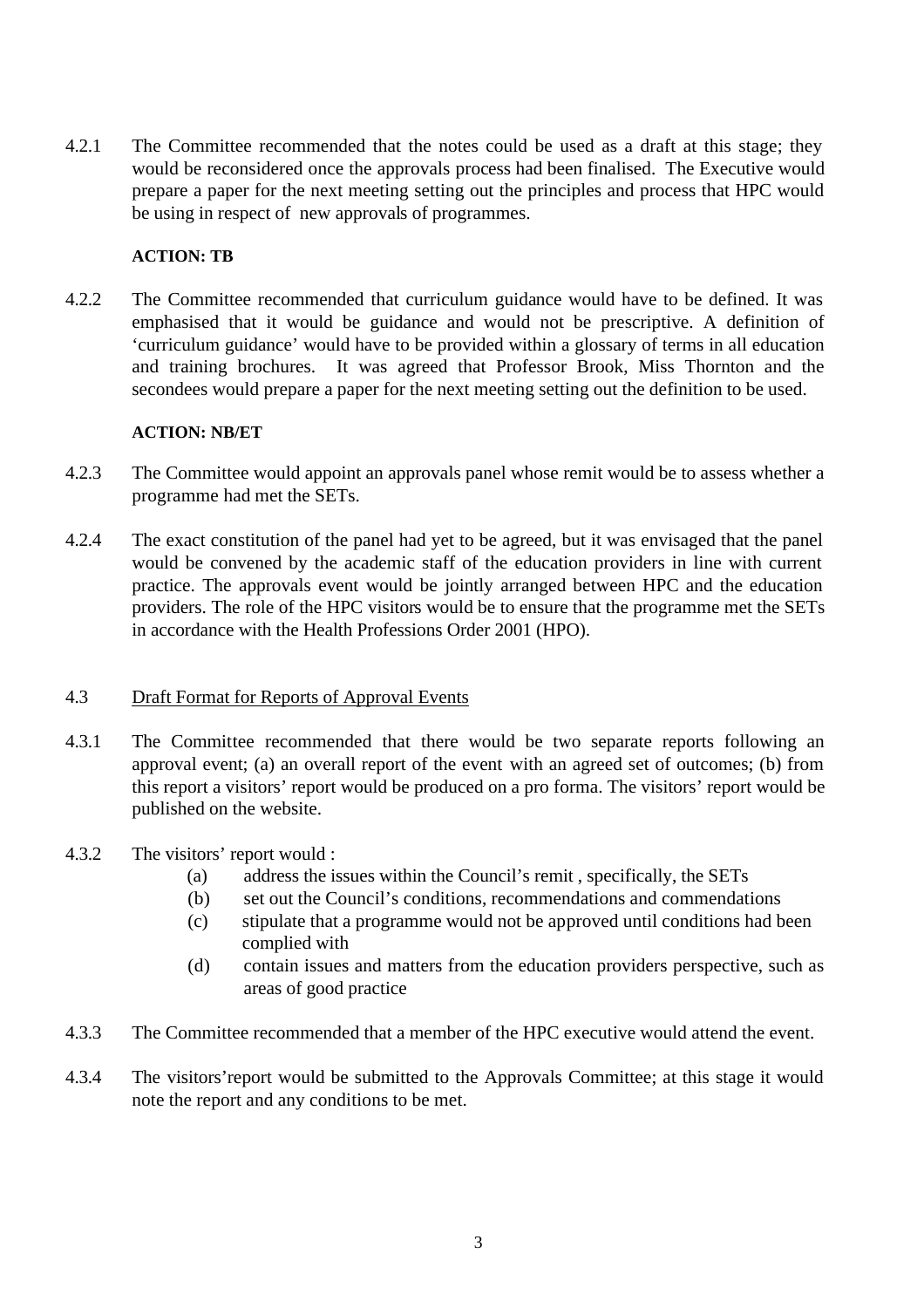4.2.1 The Committee recommended that the notes could be used as a draft at this stage; they would be reconsidered once the approvals process had been finalised. The Executive would prepare a paper for the next meeting setting out the principles and process that HPC would be using in respect of new approvals of programmes.

**ACTION: TB**

4.2.2 The Committee recommended that curriculum guidance would have to be defined. It was emphasised that it would be guidance and would not be prescriptive. A definition of 'curriculum guidance' would have to be provided within a glossary of terms in all education and training brochures. It was agreed that Professor Brook, Miss Thornton and the secondees would prepare a paper for the next meeting setting out the definition to be used.

**ACTION: NB/ET**

4.2.3 The Committee would appoint an approvals panel whose remit would be to assess whether a programme had met the SETs.

4.2.4 The exact constitution of the panel had yet to be agreed, but it was envisaged that the panel would be convened by the academic staff of the education providers in line with current practice. The approvals event would be jointly arranged between HPC and the education providers. The role of the HPC visitors would be to ensure that the programme met the SETs in accordance with the Health Professions Order 2001 (HPO).

4.3 Draft Format for Reports of Approval Events

4.3.1 The Committee recommended that there would be two separate reports following an approval event; (a) an overall report of the event with an agreed set of outcomes; (b) from this report a visitors' report would be produced on a pro forma. The visitors' report would be published on the website.

4.3.2 The visitors' report would :

- (a) address the issues within the Council's remit , specifically, the SETs
- (b) set out the Council's conditions, recommendations and commendations
- (c) stipulate that a programme would not be approved until conditions had been complied with
- (d) contain issues and matters from the education providers perspective, such as areas of good practice

4.3.3 The Committee recommended that a member of the HPC executive would attend the event.

4.3.4 The visitors'report would be submitted to the Approvals Committee; at this stage it would note the report and any conditions to be met.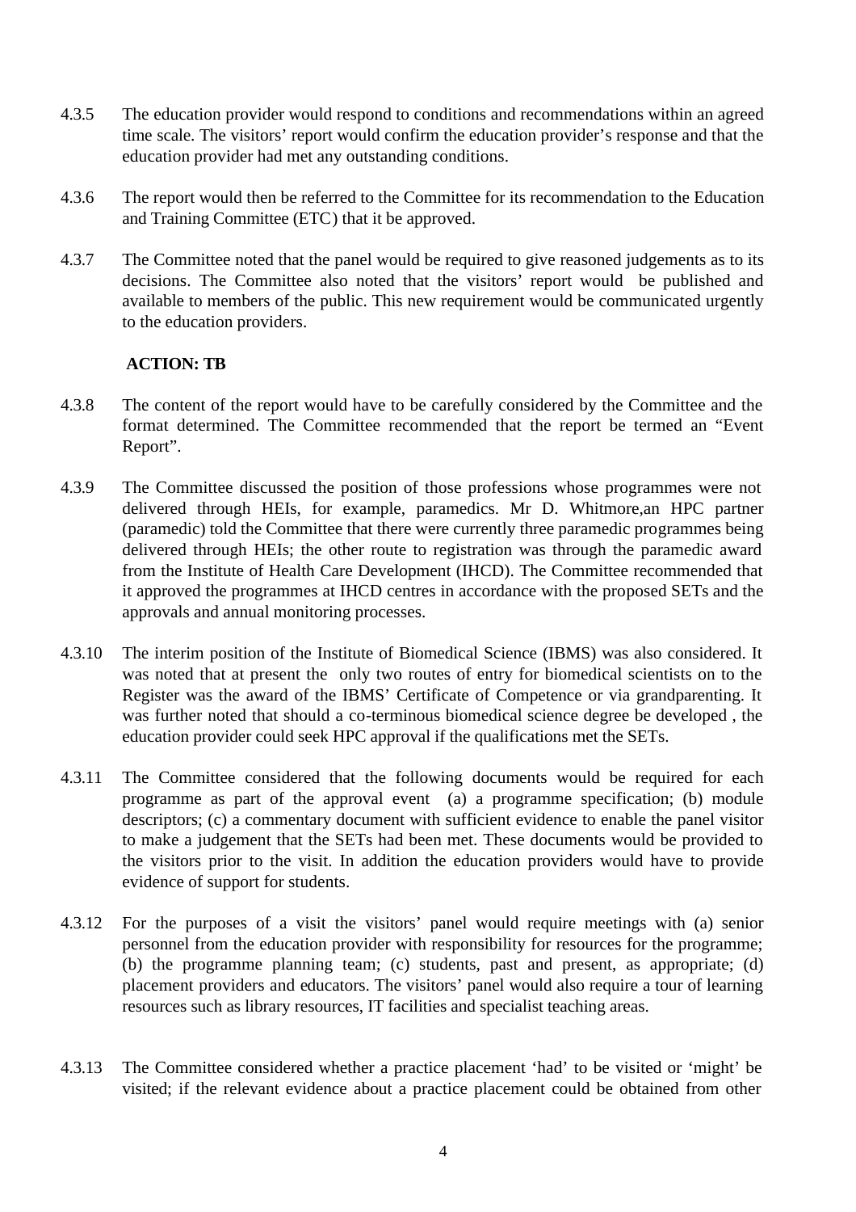4.3.5 The education provider would respond to conditions and recommendations within an agreed time scale. The visitors' report would confirm the education provider's response and that the education provider had met any outstanding conditions.

4.3.6 The report would then be referred to the Committee for its recommendation to the Education and Training Committee (ETC) that it be approved.

4.3.7 The Committee noted that the panel would be required to give reasoned judgements as to its decisions. The Committee also noted that the visitors' report would be published and available to members of the public. This new requirement would be communicated urgently to the education providers.

**ACTION: TB**

4.3.8 The content of the report would have to be carefully considered by the Committee and the format determined. The Committee recommended that the report be termed an "Event Report".

4.3.9 The Committee discussed the position of those professions whose programmes were not delivered through HEIs, for example, paramedics. Mr D. Whitmore,an HPC partner (paramedic) told the Committee that there were currently three paramedic programmes being delivered through HEIs; the other route to registration was through the paramedic award from the Institute of Health Care Development (IHCD). The Committee recommended that it approved the programmes at IHCD centres in accordance with the proposed SETs and the approvals and annual monitoring processes.

4.3.10 The interim position of the Institute of Biomedical Science (IBMS) was also considered. It was noted that at present the only two routes of entry for biomedical scientists on to the Register was the award of the IBMS' Certificate of Competence or via grandparenting. It was further noted that should a co-terminous biomedical science degree be developed , the education provider could seek HPC approval if the qualifications met the SETs.

4.3.11 The Committee considered that the following documents would be required for each programme as part of the approval event (a) a programme specification; (b) module descriptors; (c) a commentary document with sufficient evidence to enable the panel visitor to make a judgement that the SETs had been met. These documents would be provided to the visitors prior to the visit. In addition the education providers would have to provide evidence of support for students.

4.3.12 For the purposes of a visit the visitors' panel would require meetings with (a) senior personnel from the education provider with responsibility for resources for the programme; (b) the programme planning team; (c) students, past and present, as appropriate; (d) placement providers and educators. The visitors' panel would also require a tour of learning resources such as library resources, IT facilities and specialist teaching areas.

4.3.13 The Committee considered whether a practice placement 'had' to be visited or 'might' be visited; if the relevant evidence about a practice placement could be obtained from other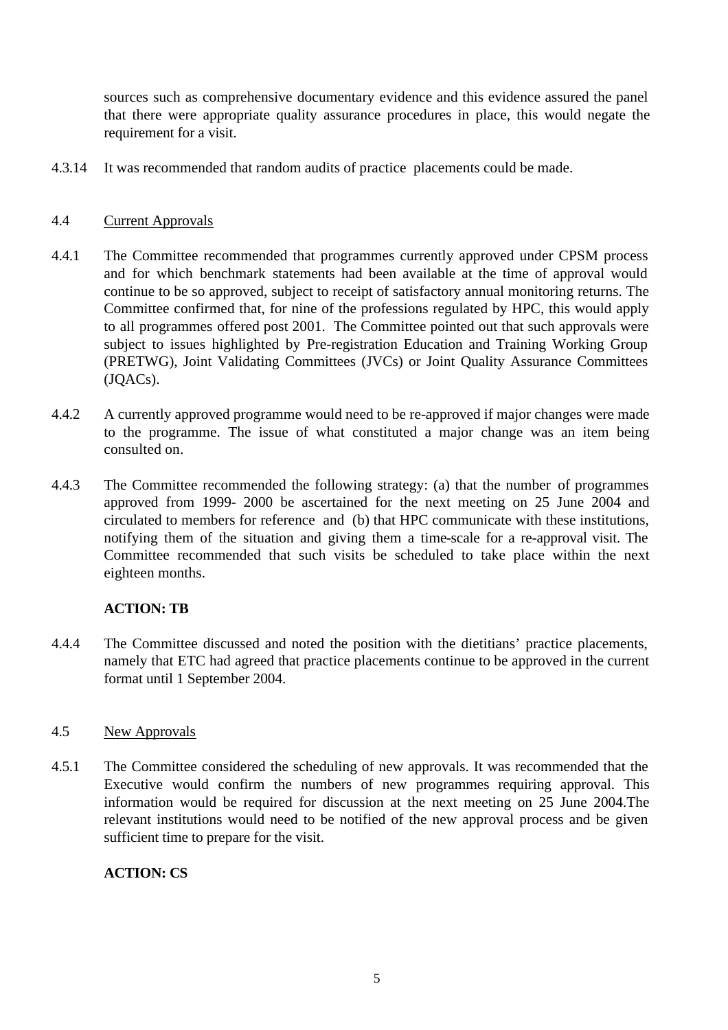sources such as comprehensive documentary evidence and this evidence assured the panel that there were appropriate quality assurance procedures in place, this would negate the requirement for a visit.

4.3.14 It was recommended that random audits of practice placements could be made.

4.4 Current Approvals

4.4.1 The Committee recommended that programmes currently approved under CPSM process and for which benchmark statements had been available at the time of approval would continue to be so approved, subject to receipt of satisfactory annual monitoring returns. The Committee confirmed that, for nine of the professions regulated by HPC, this would apply to all programmes offered post 2001. The Committee pointed out that such approvals were subject to issues highlighted by Pre-registration Education and Training Working Group (PRETWG), Joint Validating Committees (JVCs) or Joint Quality Assurance Committees (JQACs).

4.4.2 A currently approved programme would need to be re-approved if major changes were made to the programme. The issue of what constituted a major change was an item being consulted on.

4.4.3 The Committee recommended the following strategy: (a) that the number of programmes approved from 1999- 2000 be ascertained for the next meeting on 25 June 2004 and circulated to members for reference and (b) that HPC communicate with these institutions, notifying them of the situation and giving them a time-scale for a re-approval visit. The Committee recommended that such visits be scheduled to take place within the next eighteen months.

**ACTION: TB**

4.4.4 The Committee discussed and noted the position with the dietitians' practice placements, namely that ETC had agreed that practice placements continue to be approved in the current format until 1 September 2004.

4.5 New Approvals

4.5.1 The Committee considered the scheduling of new approvals. It was recommended that the Executive would confirm the numbers of new programmes requiring approval. This information would be required for discussion at the next meeting on 25 June 2004.The relevant institutions would need to be notified of the new approval process and be given sufficient time to prepare for the visit.

**ACTION: CS**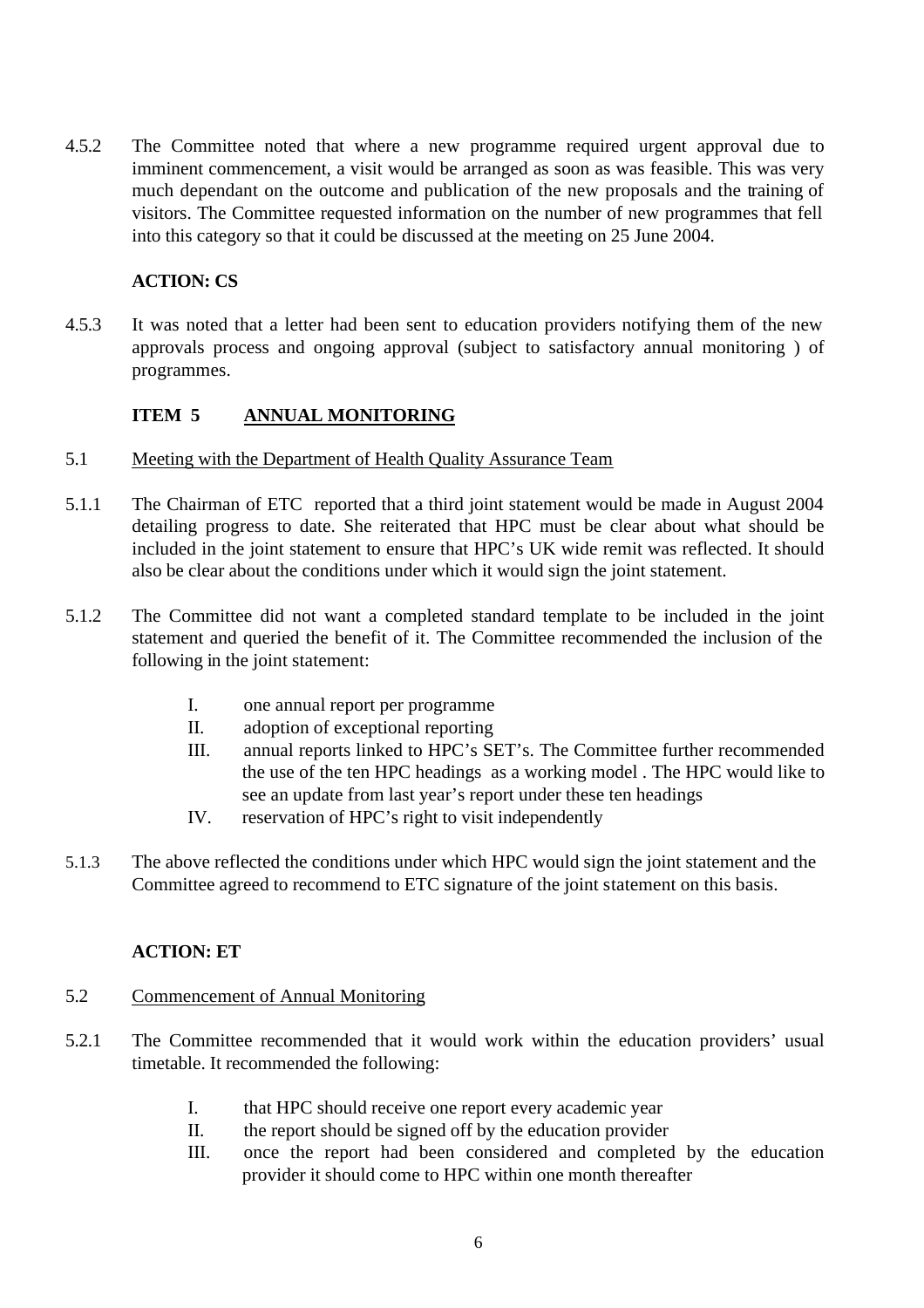4.5.2 The Committee noted that where a new programme required urgent approval due to imminent commencement, a visit would be arranged as soon as was feasible. This was very much dependant on the outcome and publication of the new proposals and the training of visitors. The Committee requested information on the number of new programmes that fell into this category so that it could be discussed at the meeting on 25 June 2004.

**ACTION: CS**

4.5.3 It was noted that a letter had been sent to education providers notifying them of the new approvals process and ongoing approval (subject to satisfactory annual monitoring ) of programmes.

## ITEM 5 ANNUAL MONITORING

5.1 Meeting with the Department of Health Quality Assurance Team

5.1.1 The Chairman of ETC reported that a third joint statement would be made in August 2004 detailing progress to date. She reiterated that HPC must be clear about what should be included in the joint statement to ensure that HPC's UK wide remit was reflected. It should also be clear about the conditions under which it would sign the joint statement.

5.1.2 The Committee did not want a completed standard template to be included in the joint statement and queried the benefit of it. The Committee recommended the inclusion of the following in the joint statement:

I. one annual report per programme
II. adoption of exceptional reporting
III. annual reports linked to HPC's SET's. The Committee further recommended the use of the ten HPC headings as a working model . The HPC would like to see an update from last year's report under these ten headings
IV. reservation of HPC's right to visit independently

5.1.3 The above reflected the conditions under which HPC would sign the joint statement and the Committee agreed to recommend to ETC signature of the joint statement on this basis.

**ACTION: ET**

5.2 Commencement of Annual Monitoring

5.2.1 The Committee recommended that it would work within the education providers' usual timetable. It recommended the following:

I. that HPC should receive one report every academic year
II. the report should be signed off by the education provider
III. once the report had been considered and completed by the education provider it should come to HPC within one month thereafter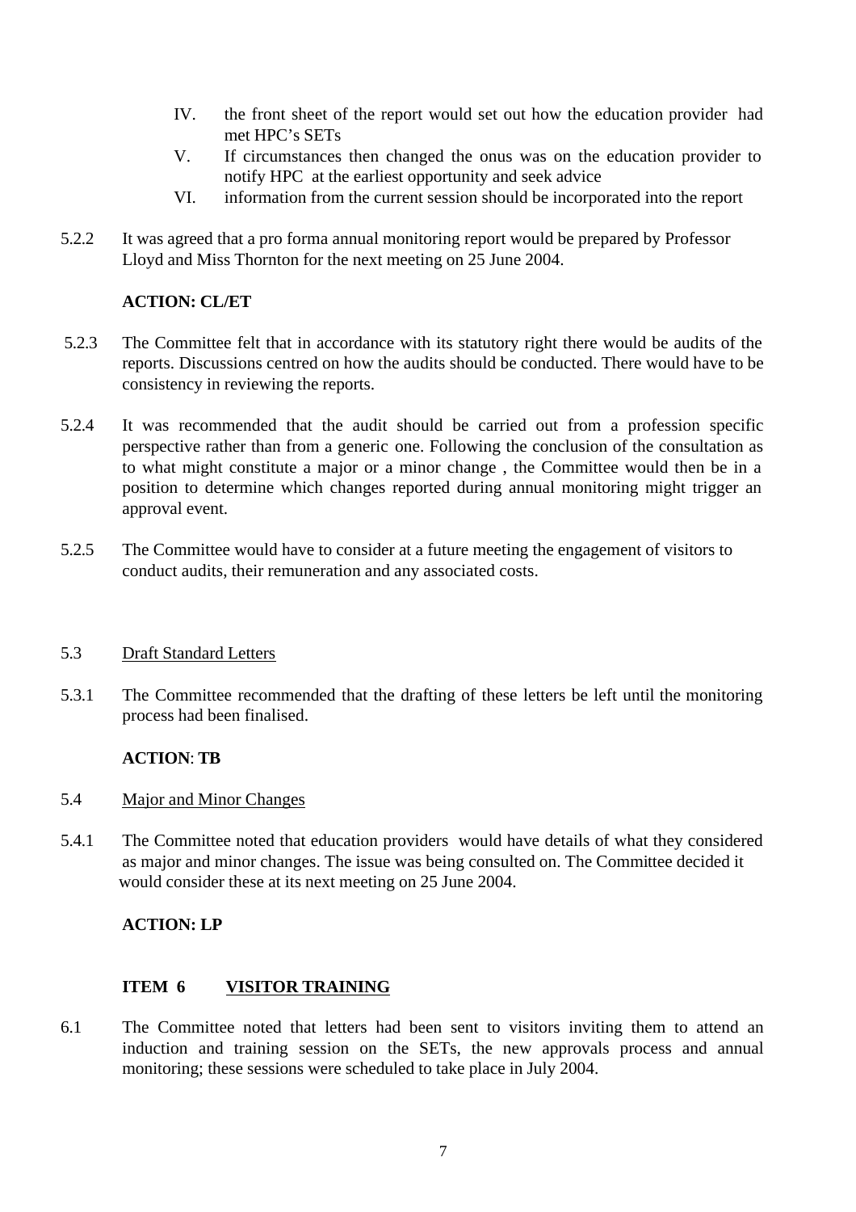IV. the front sheet of the report would set out how the education provider had met HPC's SETs

V. If circumstances then changed the onus was on the education provider to notify HPC at the earliest opportunity and seek advice

VI. information from the current session should be incorporated into the report

5.2.2 It was agreed that a pro forma annual monitoring report would be prepared by Professor Lloyd and Miss Thornton for the next meeting on 25 June 2004.

**ACTION: CL/ET**

5.2.3 The Committee felt that in accordance with its statutory right there would be audits of the reports. Discussions centred on how the audits should be conducted. There would have to be consistency in reviewing the reports.

5.2.4 It was recommended that the audit should be carried out from a profession specific perspective rather than from a generic one. Following the conclusion of the consultation as to what might constitute a major or a minor change , the Committee would then be in a position to determine which changes reported during annual monitoring might trigger an approval event.

5.2.5 The Committee would have to consider at a future meeting the engagement of visitors to conduct audits, their remuneration and any associated costs.

5.3 <u>Draft Standard Letters</u>

5.3.1 The Committee recommended that the drafting of these letters be left until the monitoring process had been finalised.

**ACTION**: **TB**

5.4 <u>Major and Minor Changes</u>

5.4.1 The Committee noted that education providers would have details of what they considered as major and minor changes. The issue was being consulted on. The Committee decided it would consider these at its next meeting on 25 June 2004.

**ACTION: LP**

## ITEM 6 <u>VISITOR TRAINING</u>

6.1 The Committee noted that letters had been sent to visitors inviting them to attend an induction and training session on the SETs, the new approvals process and annual monitoring; these sessions were scheduled to take place in July 2004.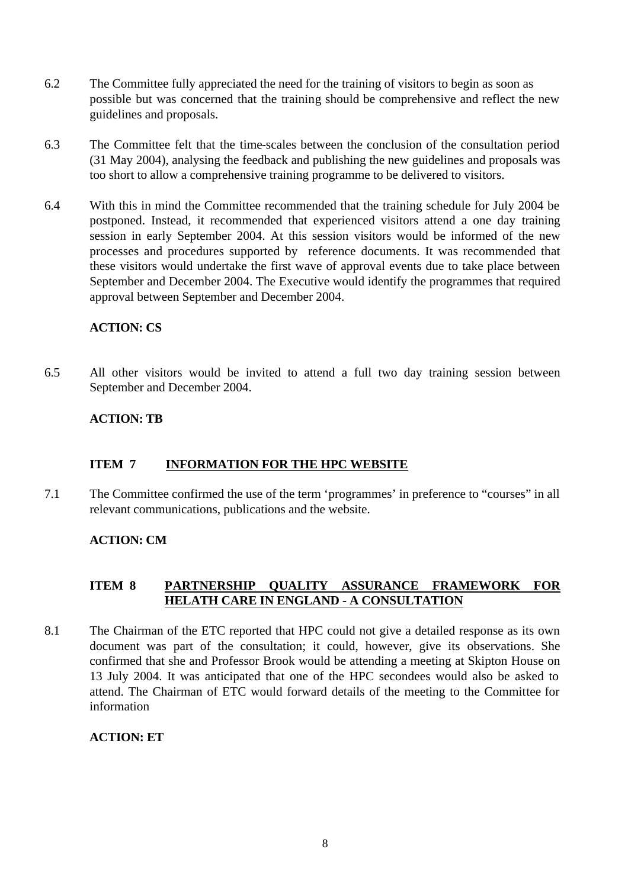6.2 The Committee fully appreciated the need for the training of visitors to begin as soon as possible but was concerned that the training should be comprehensive and reflect the new guidelines and proposals.

6.3 The Committee felt that the time-scales between the conclusion of the consultation period (31 May 2004), analysing the feedback and publishing the new guidelines and proposals was too short to allow a comprehensive training programme to be delivered to visitors.

6.4 With this in mind the Committee recommended that the training schedule for July 2004 be postponed. Instead, it recommended that experienced visitors attend a one day training session in early September 2004. At this session visitors would be informed of the new processes and procedures supported by reference documents. It was recommended that these visitors would undertake the first wave of approval events due to take place between September and December 2004. The Executive would identify the programmes that required approval between September and December 2004.

**ACTION: CS**

6.5 All other visitors would be invited to attend a full two day training session between September and December 2004.

**ACTION: TB**

**ITEM 7 INFORMATION FOR THE HPC WEBSITE**

7.1 The Committee confirmed the use of the term 'programmes' in preference to "courses" in all relevant communications, publications and the website.

**ACTION: CM**

**ITEM 8 PARTNERSHIP QUALITY ASSURANCE FRAMEWORK FOR HELATH CARE IN ENGLAND - A CONSULTATION**

8.1 The Chairman of the ETC reported that HPC could not give a detailed response as its own document was part of the consultation; it could, however, give its observations. She confirmed that she and Professor Brook would be attending a meeting at Skipton House on 13 July 2004. It was anticipated that one of the HPC secondees would also be asked to attend. The Chairman of ETC would forward details of the meeting to the Committee for information

**ACTION: ET**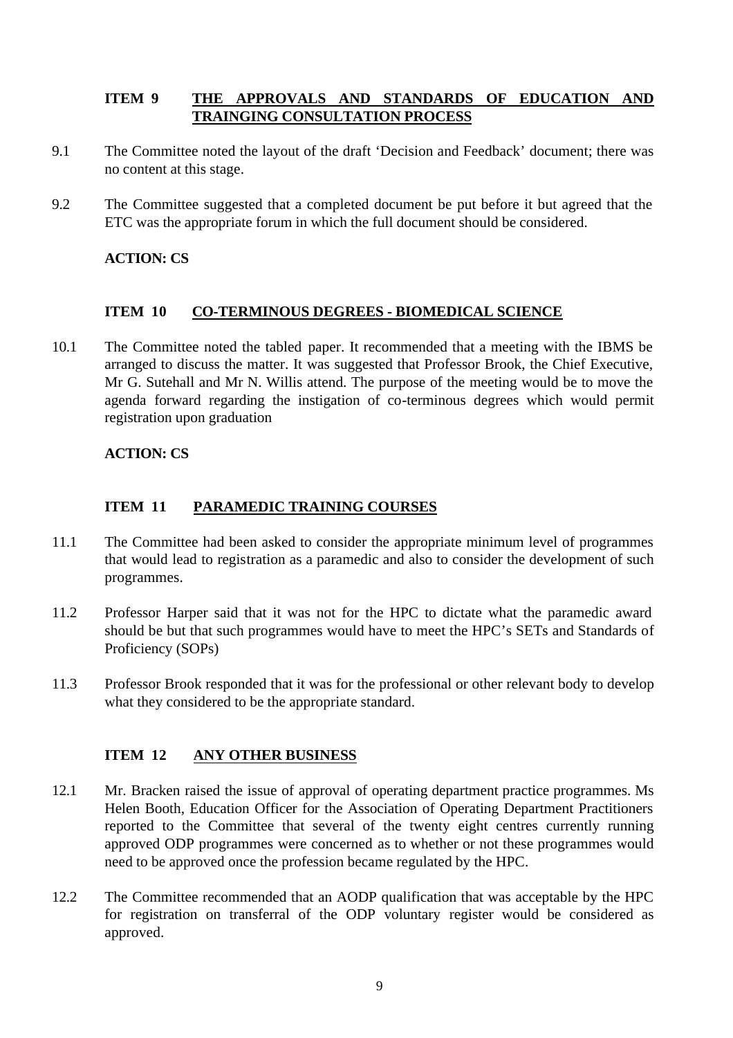**ITEM 9 THE APPROVALS AND STANDARDS OF EDUCATION AND TRAINGING CONSULTATION PROCESS**

9.1 The Committee noted the layout of the draft 'Decision and Feedback' document; there was no content at this stage.

9.2 The Committee suggested that a completed document be put before it but agreed that the ETC was the appropriate forum in which the full document should be considered.

**ACTION: CS**

**ITEM 10 CO-TERMINOUS DEGREES - BIOMEDICAL SCIENCE**

10.1 The Committee noted the tabled paper. It recommended that a meeting with the IBMS be arranged to discuss the matter. It was suggested that Professor Brook, the Chief Executive, Mr G. Sutehall and Mr N. Willis attend. The purpose of the meeting would be to move the agenda forward regarding the instigation of co-terminous degrees which would permit registration upon graduation

**ACTION: CS**

**ITEM 11 PARAMEDIC TRAINING COURSES**

11.1 The Committee had been asked to consider the appropriate minimum level of programmes that would lead to registration as a paramedic and also to consider the development of such programmes.

11.2 Professor Harper said that it was not for the HPC to dictate what the paramedic award should be but that such programmes would have to meet the HPC's SETs and Standards of Proficiency (SOPs)

11.3 Professor Brook responded that it was for the professional or other relevant body to develop what they considered to be the appropriate standard.

**ITEM 12 ANY OTHER BUSINESS**

12.1 Mr. Bracken raised the issue of approval of operating department practice programmes. Ms Helen Booth, Education Officer for the Association of Operating Department Practitioners reported to the Committee that several of the twenty eight centres currently running approved ODP programmes were concerned as to whether or not these programmes would need to be approved once the profession became regulated by the HPC.

12.2 The Committee recommended that an AODP qualification that was acceptable by the HPC for registration on transferral of the ODP voluntary register would be considered as approved.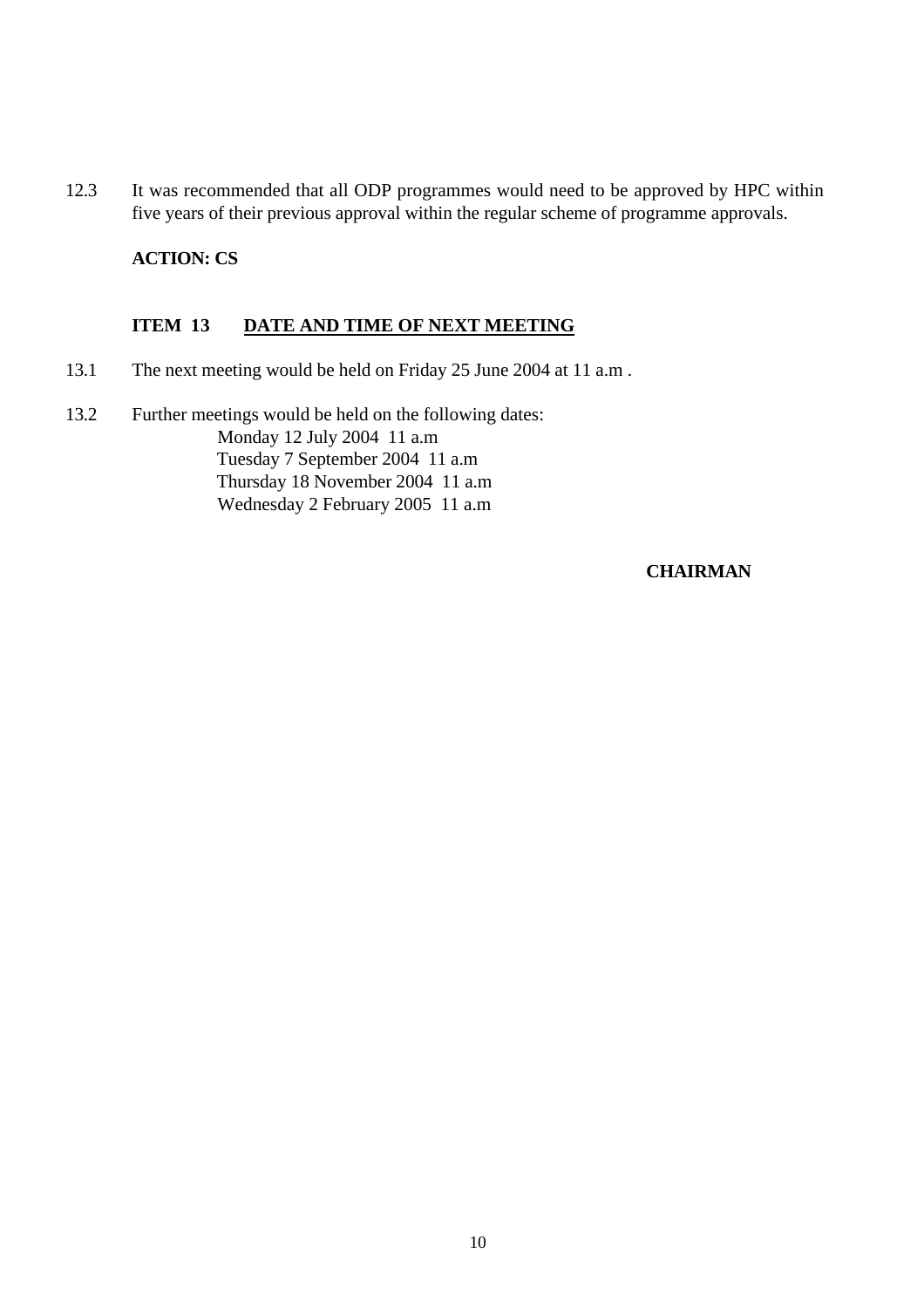12.3 It was recommended that all ODP programmes would need to be approved by HPC within five years of their previous approval within the regular scheme of programme approvals.

**ACTION: CS**

**ITEM 13 DATE AND TIME OF NEXT MEETING**

13.1 The next meeting would be held on Friday 25 June 2004 at 11 a.m .

13.2 Further meetings would be held on the following dates:

Monday 12 July 2004 11 a.m
Tuesday 7 September 2004 11 a.m
Thursday 18 November 2004 11 a.m
Wednesday 2 February 2005 11 a.m

**CHAIRMAN**